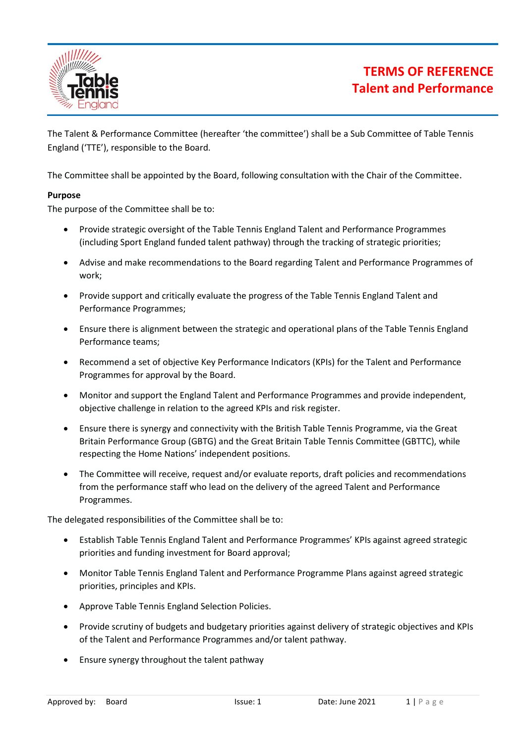# TERMS OF REFERENCE
# Talent and Performance

The Talent & Performance Committee (hereafter 'the committee') shall be a Sub Committee of Table Tennis England ('TTE'), responsible to the Board.

The Committee shall be appointed by the Board, following consultation with the Chair of the Committee.

**Purpose**

The purpose of the Committee shall be to:

- Provide strategic oversight of the Table Tennis England Talent and Performance Programmes (including Sport England funded talent pathway) through the tracking of strategic priorities;
- Advise and make recommendations to the Board regarding Talent and Performance Programmes of work;
- Provide support and critically evaluate the progress of the Table Tennis England Talent and Performance Programmes;
- Ensure there is alignment between the strategic and operational plans of the Table Tennis England Performance teams;
- Recommend a set of objective Key Performance Indicators (KPIs) for the Talent and Performance Programmes for approval by the Board.
- Monitor and support the England Talent and Performance Programmes and provide independent, objective challenge in relation to the agreed KPIs and risk register.
- Ensure there is synergy and connectivity with the British Table Tennis Programme, via the Great Britain Performance Group (GBTG) and the Great Britain Table Tennis Committee (GBTTC), while respecting the Home Nations' independent positions.
- The Committee will receive, request and/or evaluate reports, draft policies and recommendations from the performance staff who lead on the delivery of the agreed Talent and Performance Programmes.

The delegated responsibilities of the Committee shall be to:

- Establish Table Tennis England Talent and Performance Programmes' KPIs against agreed strategic priorities and funding investment for Board approval;
- Monitor Table Tennis England Talent and Performance Programme Plans against agreed strategic priorities, principles and KPIs.
- Approve Table Tennis England Selection Policies.
- Provide scrutiny of budgets and budgetary priorities against delivery of strategic objectives and KPIs of the Talent and Performance Programmes and/or talent pathway.
- Ensure synergy throughout the talent pathway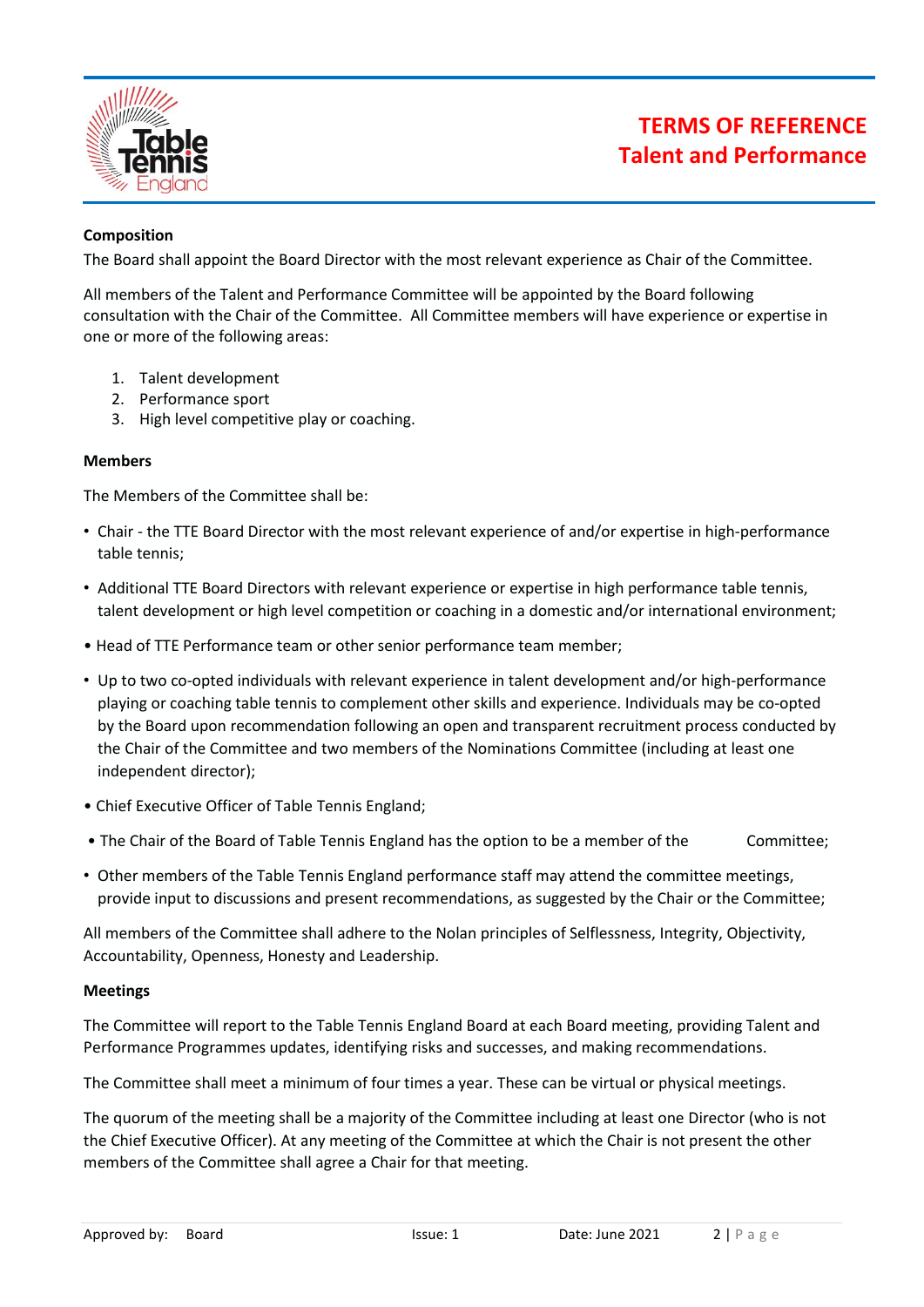# TERMS OF REFERENCE
# Talent and Performance

**Composition**

The Board shall appoint the Board Director with the most relevant experience as Chair of the Committee.

All members of the Talent and Performance Committee will be appointed by the Board following consultation with the Chair of the Committee. All Committee members will have experience or expertise in one or more of the following areas:

1. Talent development
2. Performance sport
3. High level competitive play or coaching.

**Members**

The Members of the Committee shall be:

- Chair - the TTE Board Director with the most relevant experience of and/or expertise in high-performance table tennis;
- Additional TTE Board Directors with relevant experience or expertise in high performance table tennis, talent development or high level competition or coaching in a domestic and/or international environment;
- Head of TTE Performance team or other senior performance team member;
- Up to two co-opted individuals with relevant experience in talent development and/or high-performance playing or coaching table tennis to complement other skills and experience. Individuals may be co-opted by the Board upon recommendation following an open and transparent recruitment process conducted by the Chair of the Committee and two members of the Nominations Committee (including at least one independent director);
- Chief Executive Officer of Table Tennis England;
- The Chair of the Board of Table Tennis England has the option to be a member of the Committee;
- Other members of the Table Tennis England performance staff may attend the committee meetings, provide input to discussions and present recommendations, as suggested by the Chair or the Committee;

All members of the Committee shall adhere to the Nolan principles of Selflessness, Integrity, Objectivity, Accountability, Openness, Honesty and Leadership.

**Meetings**

The Committee will report to the Table Tennis England Board at each Board meeting, providing Talent and Performance Programmes updates, identifying risks and successes, and making recommendations.

The Committee shall meet a minimum of four times a year. These can be virtual or physical meetings.

The quorum of the meeting shall be a majority of the Committee including at least one Director (who is not the Chief Executive Officer). At any meeting of the Committee at which the Chair is not present the other members of the Committee shall agree a Chair for that meeting.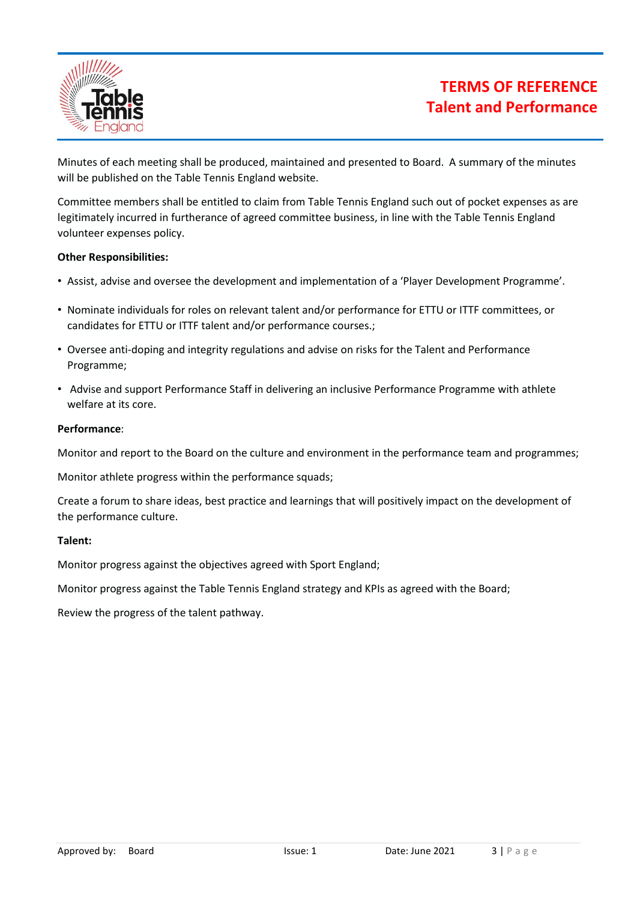Minutes of each meeting shall be produced, maintained and presented to Board. A summary of the minutes will be published on the Table Tennis England website.

Committee members shall be entitled to claim from Table Tennis England such out of pocket expenses as are legitimately incurred in furtherance of agreed committee business, in line with the Table Tennis England volunteer expenses policy.

**Other Responsibilities:**

- Assist, advise and oversee the development and implementation of a 'Player Development Programme'.
- Nominate individuals for roles on relevant talent and/or performance for ETTU or ITTF committees, or candidates for ETTU or ITTF talent and/or performance courses.;
- Oversee anti-doping and integrity regulations and advise on risks for the Talent and Performance Programme;
- Advise and support Performance Staff in delivering an inclusive Performance Programme with athlete welfare at its core.

**Performance**:

Monitor and report to the Board on the culture and environment in the performance team and programmes;

Monitor athlete progress within the performance squads;

Create a forum to share ideas, best practice and learnings that will positively impact on the development of the performance culture.

**Talent:**

Monitor progress against the objectives agreed with Sport England;

Monitor progress against the Table Tennis England strategy and KPIs as agreed with the Board;

Review the progress of the talent pathway.